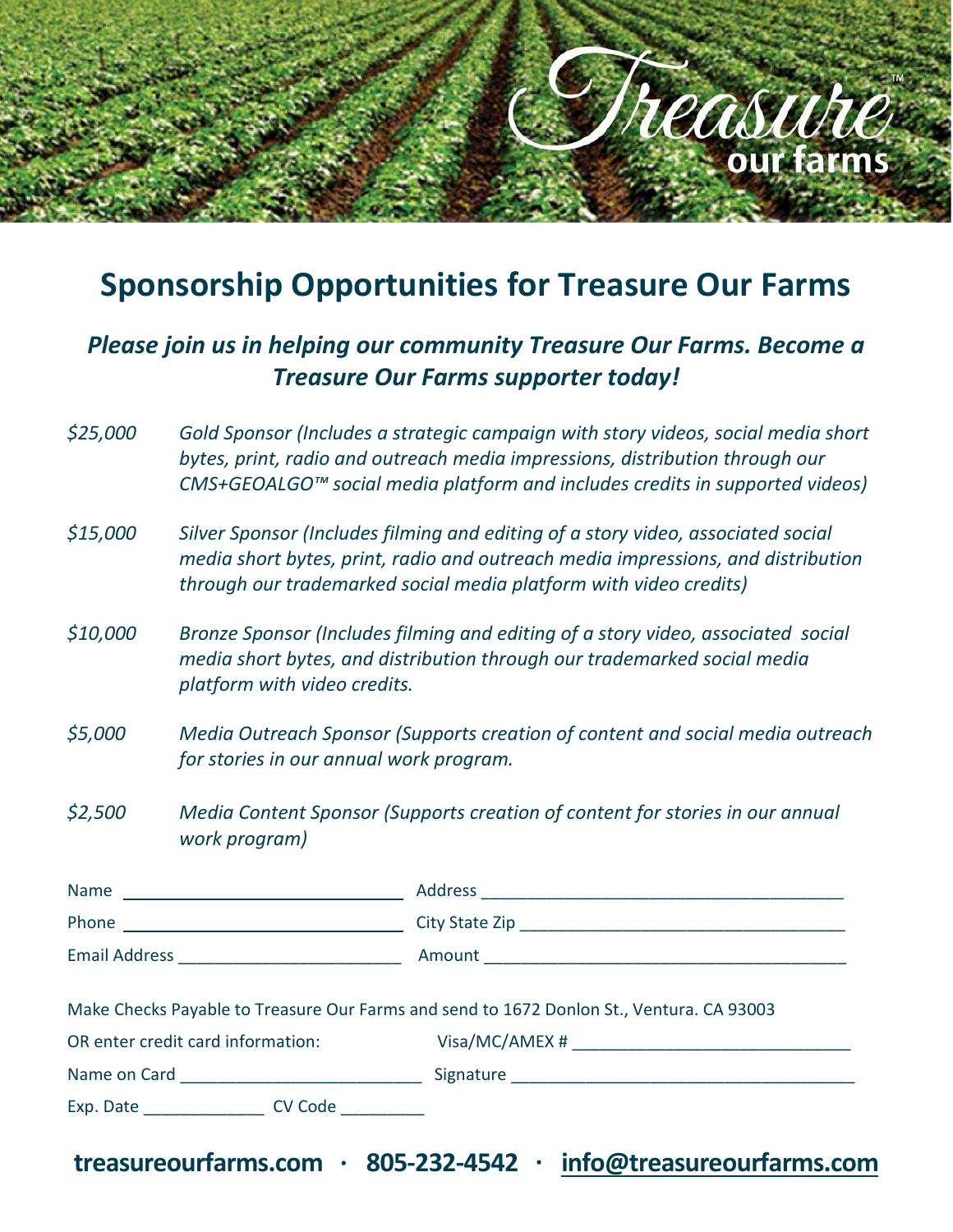# Sponsorship Opportunities for Treasure Our Farms

***Please join us in helping our community Treasure Our Farms. Become a Treasure Our Farms supporter today!***

*$25,000* *Gold Sponsor (Includes a strategic campaign with story videos, social media short bytes, print, radio and outreach media impressions, distribution through our CMS+GEOALGO™ social media platform and includes credits in supported videos)*

*$15,000* *Silver Sponsor (Includes filming and editing of a story video, associated social media short bytes, print, radio and outreach media impressions, and distribution through our trademarked social media platform with video credits)*

*$10,000* *Bronze Sponsor (Includes filming and editing of a story video, associated social media short bytes, and distribution through our trademarked social media platform with video credits.*

*$5,000* *Media Outreach Sponsor (Supports creation of content and social media outreach for stories in our annual work program.*

*$2,500* *Media Content Sponsor (Supports creation of content for stories in our annual work program)*

Name ______________________________ Address ________________________________________

Phone ______________________________ City State Zip ____________________________________

Email Address ________________________ Amount ________________________________________

Make Checks Payable to Treasure Our Farms and send to 1672 Donlon St., Ventura. CA 93003

OR enter credit card information: Visa/MC/AMEX # _____________________________

Name on Card __________________________ Signature ____________________________________

Exp. Date _____________ CV Code _________

**treasureourfarms.com · 805-232-4542 · info@treasureourfarms.com**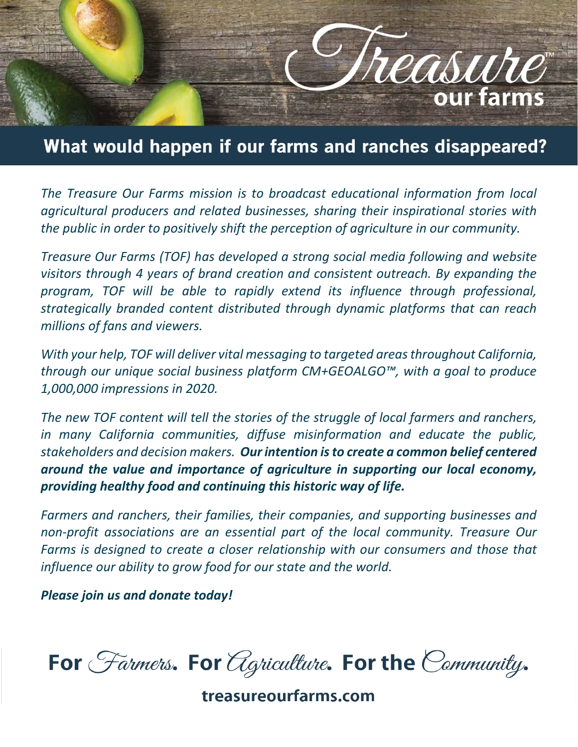# Treasure™ our farms

## What would happen if our farms and ranches disappeared?

*The Treasure Our Farms mission is to broadcast educational information from local agricultural producers and related businesses, sharing their inspirational stories with the public in order to positively shift the perception of agriculture in our community.*

*Treasure Our Farms (TOF) has developed a strong social media following and website visitors through 4 years of brand creation and consistent outreach. By expanding the program, TOF will be able to rapidly extend its influence through professional, strategically branded content distributed through dynamic platforms that can reach millions of fans and viewers.*

*With your help, TOF will deliver vital messaging to targeted areas throughout California, through our unique social business platform CM+GEOALGO™, with a goal to produce 1,000,000 impressions in 2020.*

*The new TOF content will tell the stories of the struggle of local farmers and ranchers, in many California communities, diffuse misinformation and educate the public, stakeholders and decision makers.* ***Our intention is to create a common belief centered around the value and importance of agriculture in supporting our local economy, providing healthy food and continuing this historic way of life.***

*Farmers and ranchers, their families, their companies, and supporting businesses and non-profit associations are an essential part of the local community. Treasure Our Farms is designed to create a closer relationship with our consumers and those that influence our ability to grow food for our state and the world.*

***Please join us and donate today!***

**For** *Farmers*. **For** *Agriculture*. **For the** *Community*.

**treasureourfarms.com**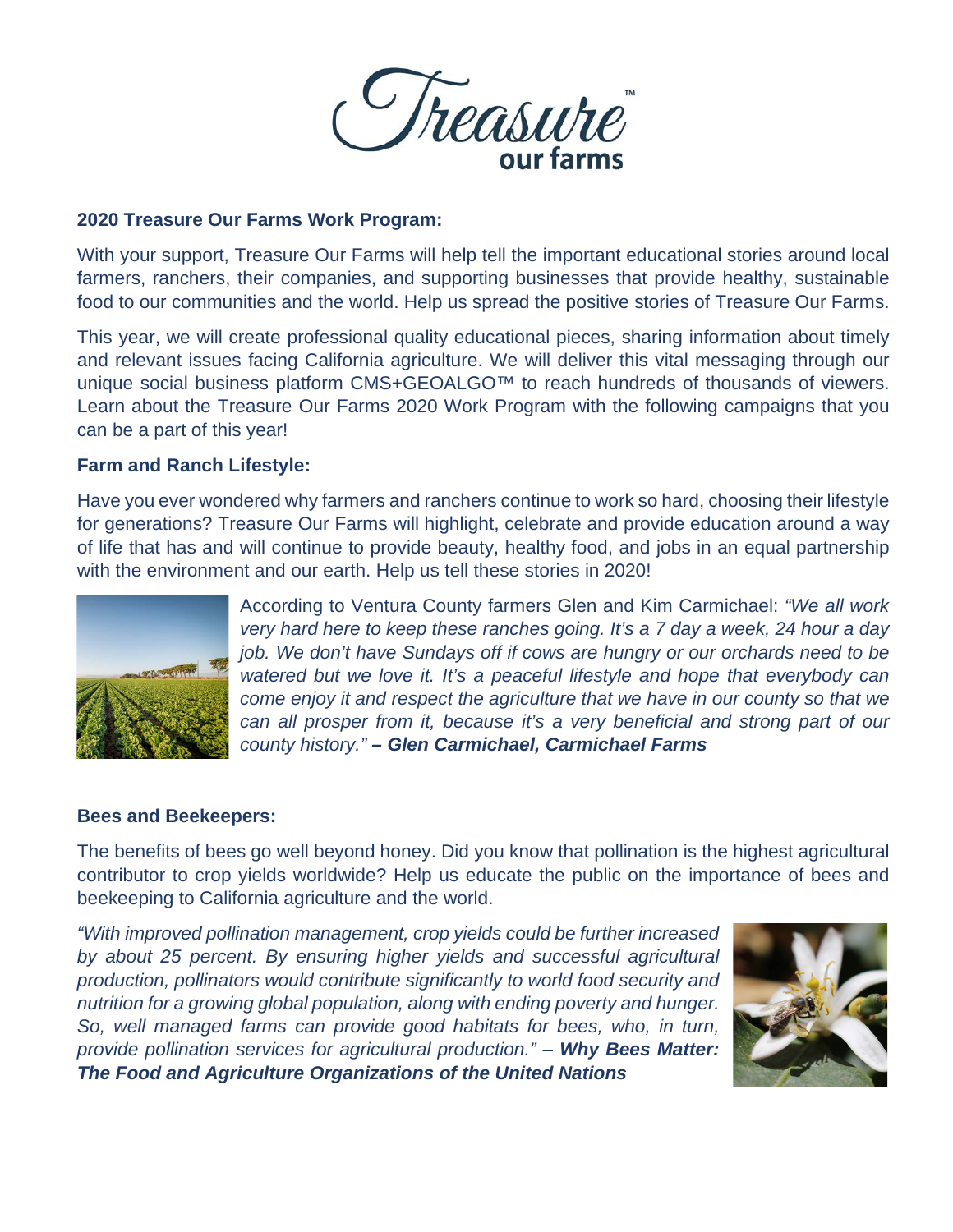**Treasure our farms™**

**2020 Treasure Our Farms Work Program:**

With your support, Treasure Our Farms will help tell the important educational stories around local farmers, ranchers, their companies, and supporting businesses that provide healthy, sustainable food to our communities and the world. Help us spread the positive stories of Treasure Our Farms.

This year, we will create professional quality educational pieces, sharing information about timely and relevant issues facing California agriculture. We will deliver this vital messaging through our unique social business platform CMS+GEOALGO™ to reach hundreds of thousands of viewers. Learn about the Treasure Our Farms 2020 Work Program with the following campaigns that you can be a part of this year!

**Farm and Ranch Lifestyle:**

Have you ever wondered why farmers and ranchers continue to work so hard, choosing their lifestyle for generations? Treasure Our Farms will highlight, celebrate and provide education around a way of life that has and will continue to provide beauty, healthy food, and jobs in an equal partnership with the environment and our earth. Help us tell these stories in 2020!

According to Ventura County farmers Glen and Kim Carmichael: *"We all work very hard here to keep these ranches going. It's a 7 day a week, 24 hour a day job. We don't have Sundays off if cows are hungry or our orchards need to be watered but we love it. It's a peaceful lifestyle and hope that everybody can come enjoy it and respect the agriculture that we have in our county so that we can all prosper from it, because it's a very beneficial and strong part of our county history."* ***– Glen Carmichael, Carmichael Farms***

**Bees and Beekeepers:**

The benefits of bees go well beyond honey. Did you know that pollination is the highest agricultural contributor to crop yields worldwide? Help us educate the public on the importance of bees and beekeeping to California agriculture and the world.

*"With improved pollination management, crop yields could be further increased by about 25 percent. By ensuring higher yields and successful agricultural production, pollinators would contribute significantly to world food security and nutrition for a growing global population, along with ending poverty and hunger. So, well managed farms can provide good habitats for bees, who, in turn, provide pollination services for agricultural production." –* ***Why Bees Matter: The Food and Agriculture Organizations of the United Nations***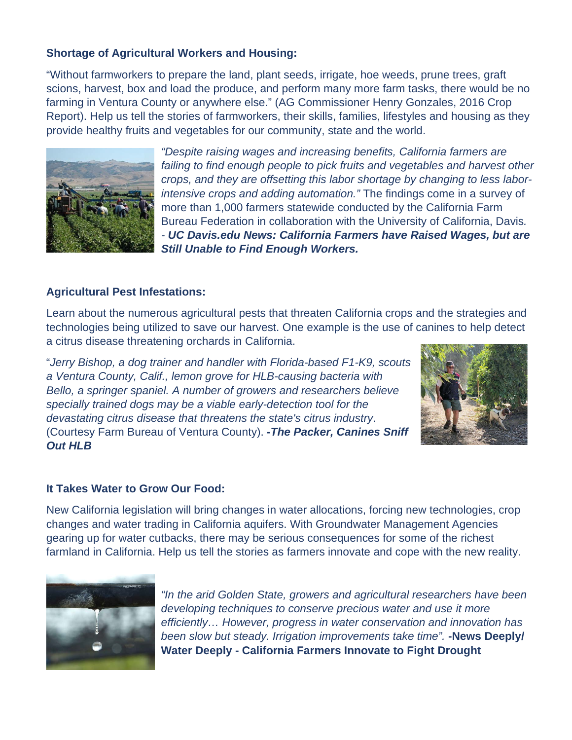**Shortage of Agricultural Workers and Housing:**

"Without farmworkers to prepare the land, plant seeds, irrigate, hoe weeds, prune trees, graft scions, harvest, box and load the produce, and perform many more farm tasks, there would be no farming in Ventura County or anywhere else." (AG Commissioner Henry Gonzales, 2016 Crop Report). Help us tell the stories of farmworkers, their skills, families, lifestyles and housing as they provide healthy fruits and vegetables for our community, state and the world.

*"Despite raising wages and increasing benefits, California farmers are failing to find enough people to pick fruits and vegetables and harvest other crops, and they are offsetting this labor shortage by changing to less labor-intensive crops and adding automation."* The findings come in a survey of more than 1,000 farmers statewide conducted by the California Farm Bureau Federation in collaboration with the University of California, Davis. *- **UC Davis.edu News: California Farmers have Raised Wages, but are Still Unable to Find Enough Workers.***

**Agricultural Pest Infestations:**

Learn about the numerous agricultural pests that threaten California crops and the strategies and technologies being utilized to save our harvest. One example is the use of canines to help detect a citrus disease threatening orchards in California.

"*Jerry Bishop, a dog trainer and handler with Florida-based F1-K9, scouts a Ventura County, Calif., lemon grove for HLB-causing bacteria with Bello, a springer spaniel. A number of growers and researchers believe specially trained dogs may be a viable early-detection tool for the devastating citrus disease that threatens the state's citrus industry*. (Courtesy Farm Bureau of Ventura County). ***-The Packer, Canines Sniff Out HLB***

**It Takes Water to Grow Our Food:**

New California legislation will bring changes in water allocations, forcing new technologies, crop changes and water trading in California aquifers. With Groundwater Management Agencies gearing up for water cutbacks, there may be serious consequences for some of the richest farmland in California. Help us tell the stories as farmers innovate and cope with the new reality.

*"In the arid Golden State, growers and agricultural researchers have been developing techniques to conserve precious water and use it more efficiently… However, progress in water conservation and innovation has been slow but steady. Irrigation improvements take time".* **-News Deeply/ Water Deeply - California Farmers Innovate to Fight Drought**